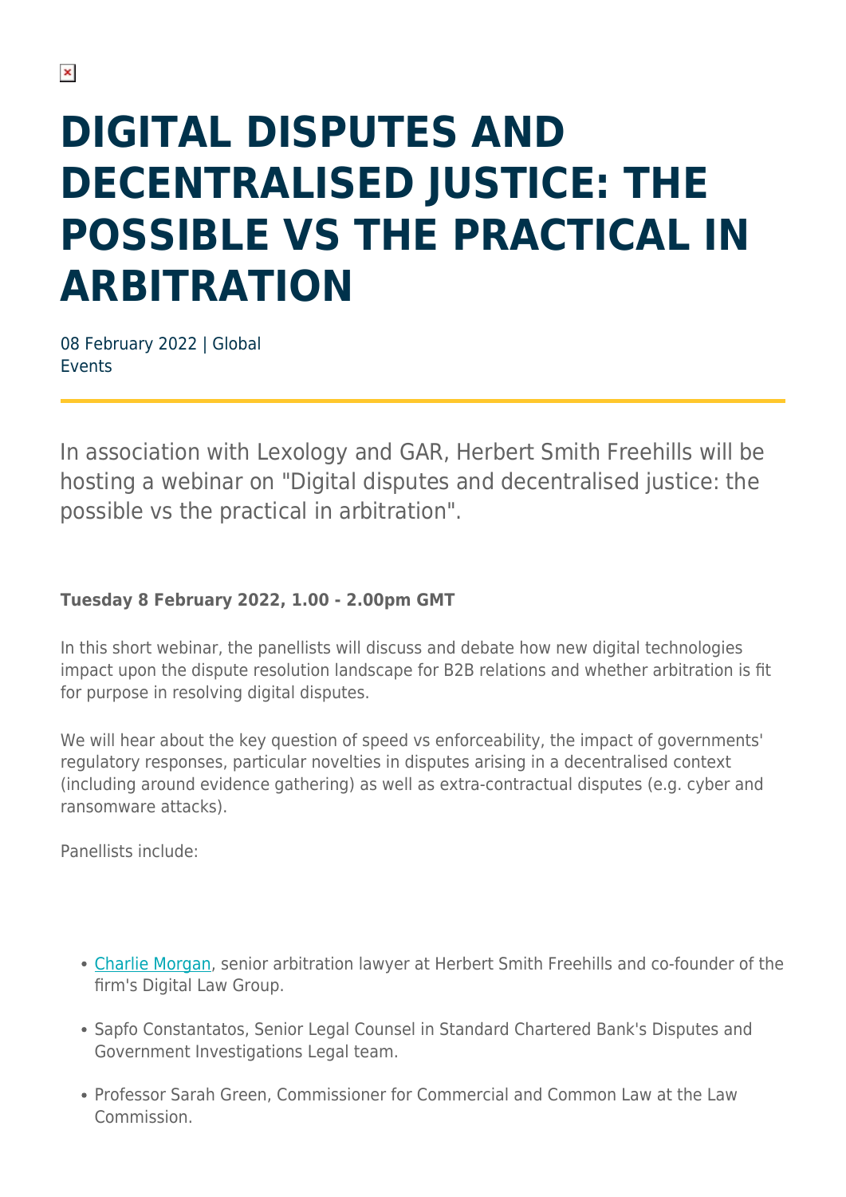# DIGITAL DISPUTES AND DECENTRALISED JUSTICE: THE POSSIBLE VS THE PRACTICAL IN ARBITRATION

08 February 2022 | Global
Events

In association with Lexology and GAR, Herbert Smith Freehills will be hosting a webinar on "Digital disputes and decentralised justice: the possible vs the practical in arbitration".

**Tuesday 8 February 2022, 1.00 - 2.00pm GMT**

In this short webinar, the panellists will discuss and debate how new digital technologies impact upon the dispute resolution landscape for B2B relations and whether arbitration is fit for purpose in resolving digital disputes.

We will hear about the key question of speed vs enforceability, the impact of governments' regulatory responses, particular novelties in disputes arising in a decentralised context (including around evidence gathering) as well as extra-contractual disputes (e.g. cyber and ransomware attacks).

Panellists include:

- Charlie Morgan, senior arbitration lawyer at Herbert Smith Freehills and co-founder of the firm's Digital Law Group.
- Sapfo Constantatos, Senior Legal Counsel in Standard Chartered Bank's Disputes and Government Investigations Legal team.
- Professor Sarah Green, Commissioner for Commercial and Common Law at the Law Commission.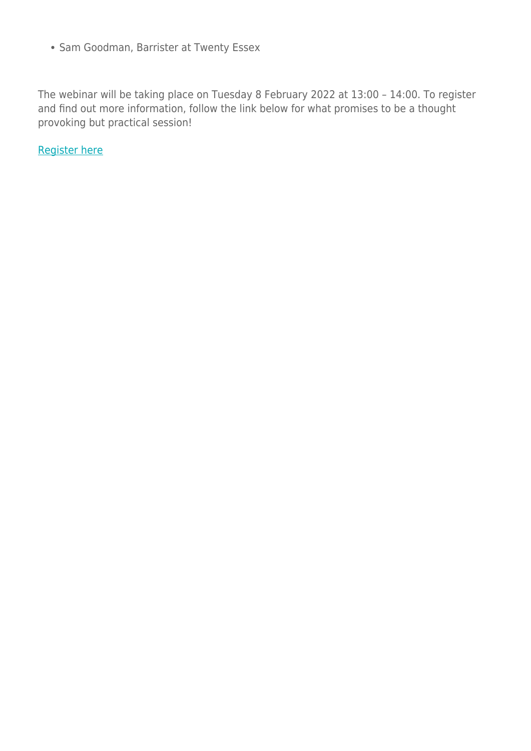- Sam Goodman, Barrister at Twenty Essex

The webinar will be taking place on Tuesday 8 February 2022 at 13:00 – 14:00. To register and find out more information, follow the link below for what promises to be a thought provoking but practical session!

Register here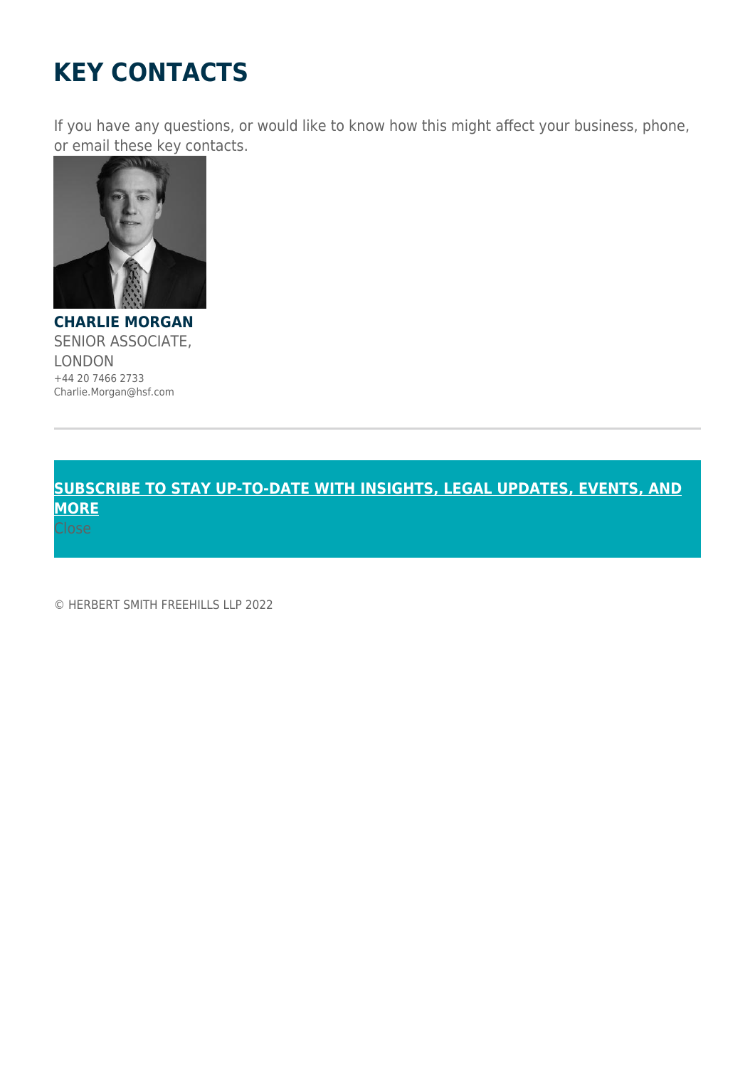# KEY CONTACTS

If you have any questions, or would like to know how this might affect your business, phone, or email these key contacts.

**CHARLIE MORGAN**
SENIOR ASSOCIATE,
LONDON
+44 20 7466 2733
Charlie.Morgan@hsf.com

---

**SUBSCRIBE TO STAY UP-TO-DATE WITH INSIGHTS, LEGAL UPDATES, EVENTS, AND MORE**
Close

© HERBERT SMITH FREEHILLS LLP 2022